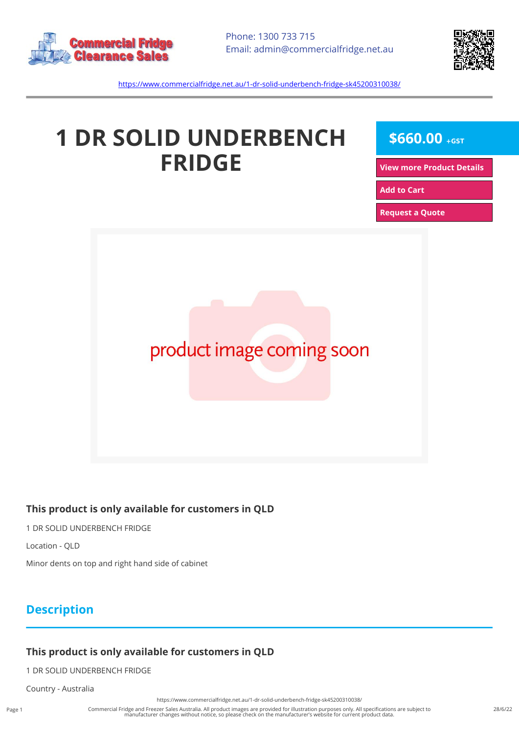Phone: 1300 733 715
Email: admin@commercialfridge.net.au

https://www.commercialfridge.net.au/1-dr-solid-underbench-fridge-sk45200310038/

# 1 DR SOLID UNDERBENCH FRIDGE

**$660.00** +GST

View more Product Details

Add to Cart

Request a Quote

### This product is only available for customers in QLD

1 DR SOLID UNDERBENCH FRIDGE

Location - QLD

Minor dents on top and right hand side of cabinet

## Description

### This product is only available for customers in QLD

1 DR SOLID UNDERBENCH FRIDGE

Country - Australia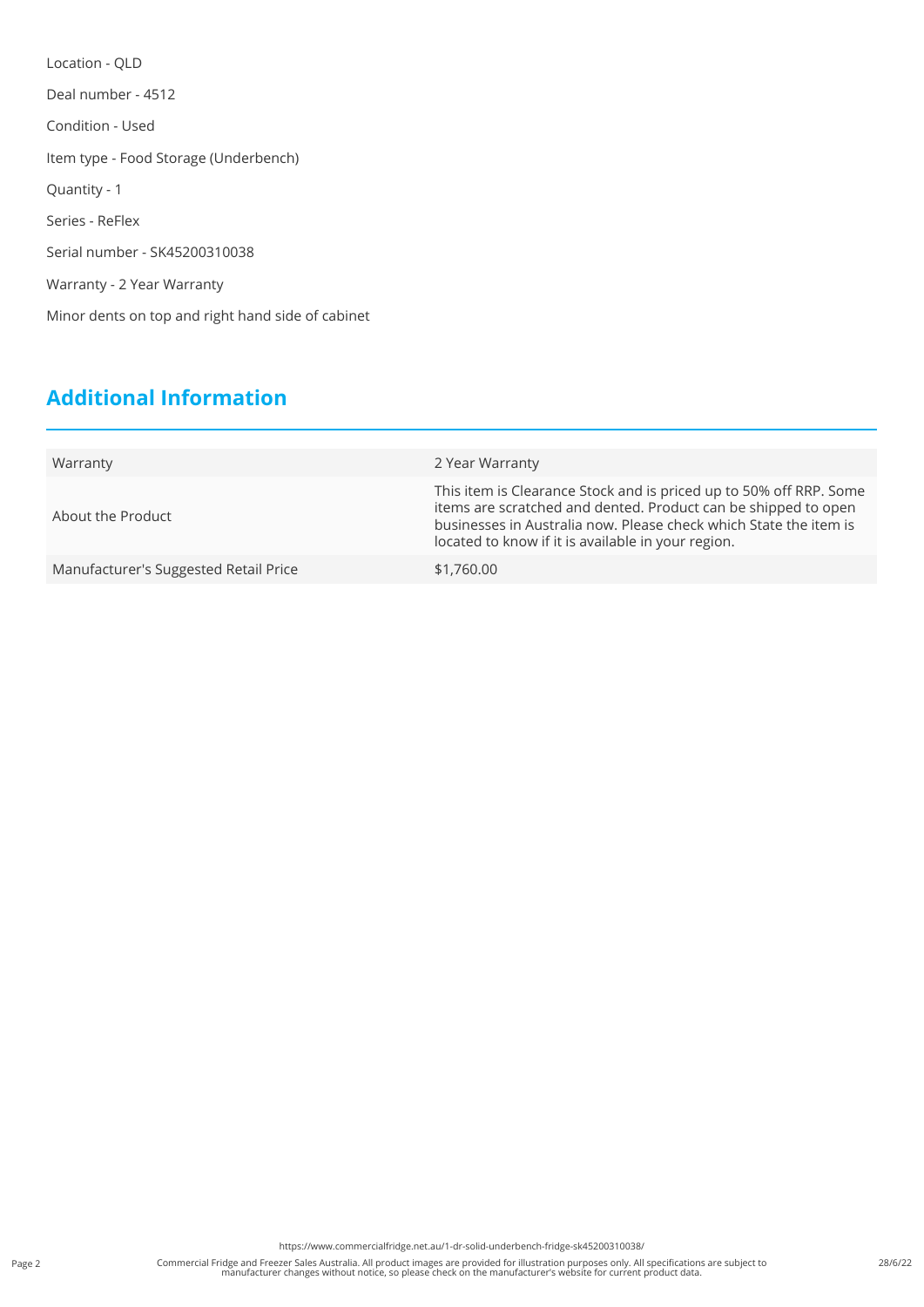Location - QLD

Deal number - 4512

Condition - Used

Item type - Food Storage (Underbench)

Quantity - 1

Series - ReFlex

Serial number - SK45200310038

Warranty - 2 Year Warranty

Minor dents on top and right hand side of cabinet

## Additional Information

| | |
|---|---|
| Warranty | 2 Year Warranty |
| About the Product | This item is Clearance Stock and is priced up to 50% off RRP. Some items are scratched and dented. Product can be shipped to open businesses in Australia now. Please check which State the item is located to know if it is available in your region. |
| Manufacturer's Suggested Retail Price | $1,760.00 |